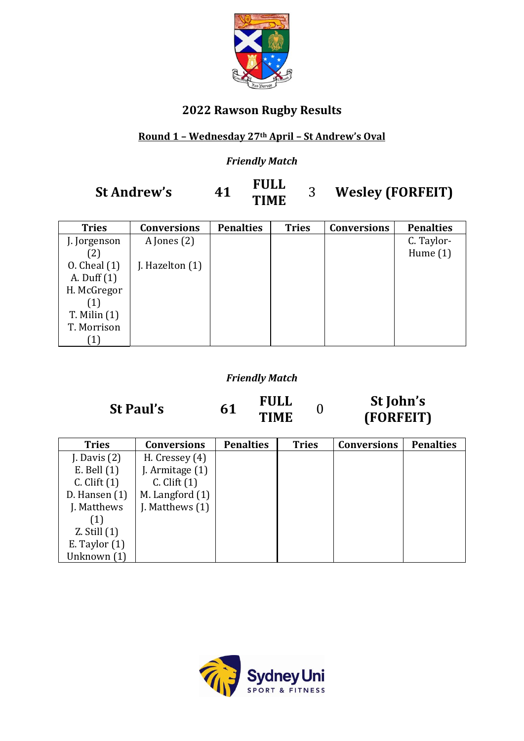## 2022 Rawson Rugby Results

**Round 1 – Wednesday 27th April – St Andrew's Oval**

*Friendly Match*

**St Andrew's** **41** **FULL TIME** 3 **Wesley (FORFEIT)**

| Tries | Conversions | Penalties | Tries | Conversions | Penalties |
|---|---|---|---|---|---|
| J. Jorgenson (2)<br>O. Cheal (1)<br>A. Duff (1)<br>H. McGregor (1)<br>T. Milin (1)<br>T. Morrison (1) | A Jones (2)<br>J. Hazelton (1) | | | | C. Taylor-Hume (1) |

*Friendly Match*

**St Paul's** **61** **FULL TIME** 0 **St John's (FORFEIT)**

| Tries | Conversions | Penalties | Tries | Conversions | Penalties |
|---|---|---|---|---|---|
| J. Davis (2)<br>E. Bell (1)<br>C. Clift (1)<br>D. Hansen (1)<br>J. Matthews (1)<br>Z. Still (1)<br>E. Taylor (1)<br>Unknown (1) | H. Cressey (4)<br>J. Armitage (1)<br>C. Clift (1)<br>M. Langford (1)<br>J. Matthews (1) | | | | |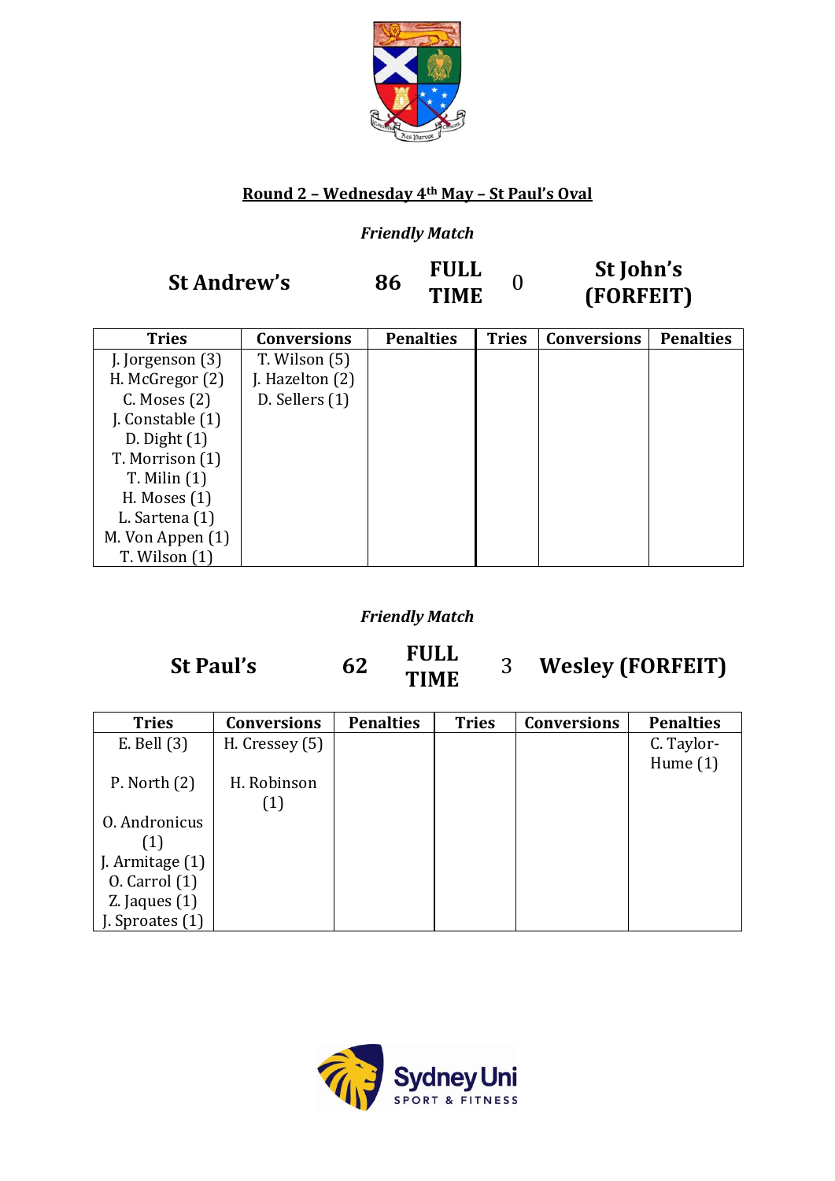**Round 2 – Wednesday 4th May – St Paul's Oval**

*Friendly Match*

| **St Andrew's** | **86** | **FULL TIME** | 0 | **St John's (FORFEIT)** |
|---|---|---|---|---|

| Tries | Conversions | Penalties | Tries | Conversions | Penalties |
|---|---|---|---|---|---|
| J. Jorgenson (3) | T. Wilson (5) | | | | |
| H. McGregor (2) | J. Hazelton (2) | | | | |
| C. Moses (2) | D. Sellers (1) | | | | |
| J. Constable (1) | | | | | |
| D. Dight (1) | | | | | |
| T. Morrison (1) | | | | | |
| T. Milin (1) | | | | | |
| H. Moses (1) | | | | | |
| L. Sartena (1) | | | | | |
| M. Von Appen (1) | | | | | |
| T. Wilson (1) | | | | | |

*Friendly Match*

| **St Paul's** | **62** | **FULL TIME** | 3 | **Wesley (FORFEIT)** |
|---|---|---|---|---|

| Tries | Conversions | Penalties | Tries | Conversions | Penalties |
|---|---|---|---|---|---|
| E. Bell (3) | H. Cressey (5) | | | | C. Taylor-Hume (1) |
| P. North (2) | H. Robinson (1) | | | | |
| O. Andronicus (1) | | | | | |
| J. Armitage (1) | | | | | |
| O. Carrol (1) | | | | | |
| Z. Jaques (1) | | | | | |
| J. Sproates (1) | | | | | |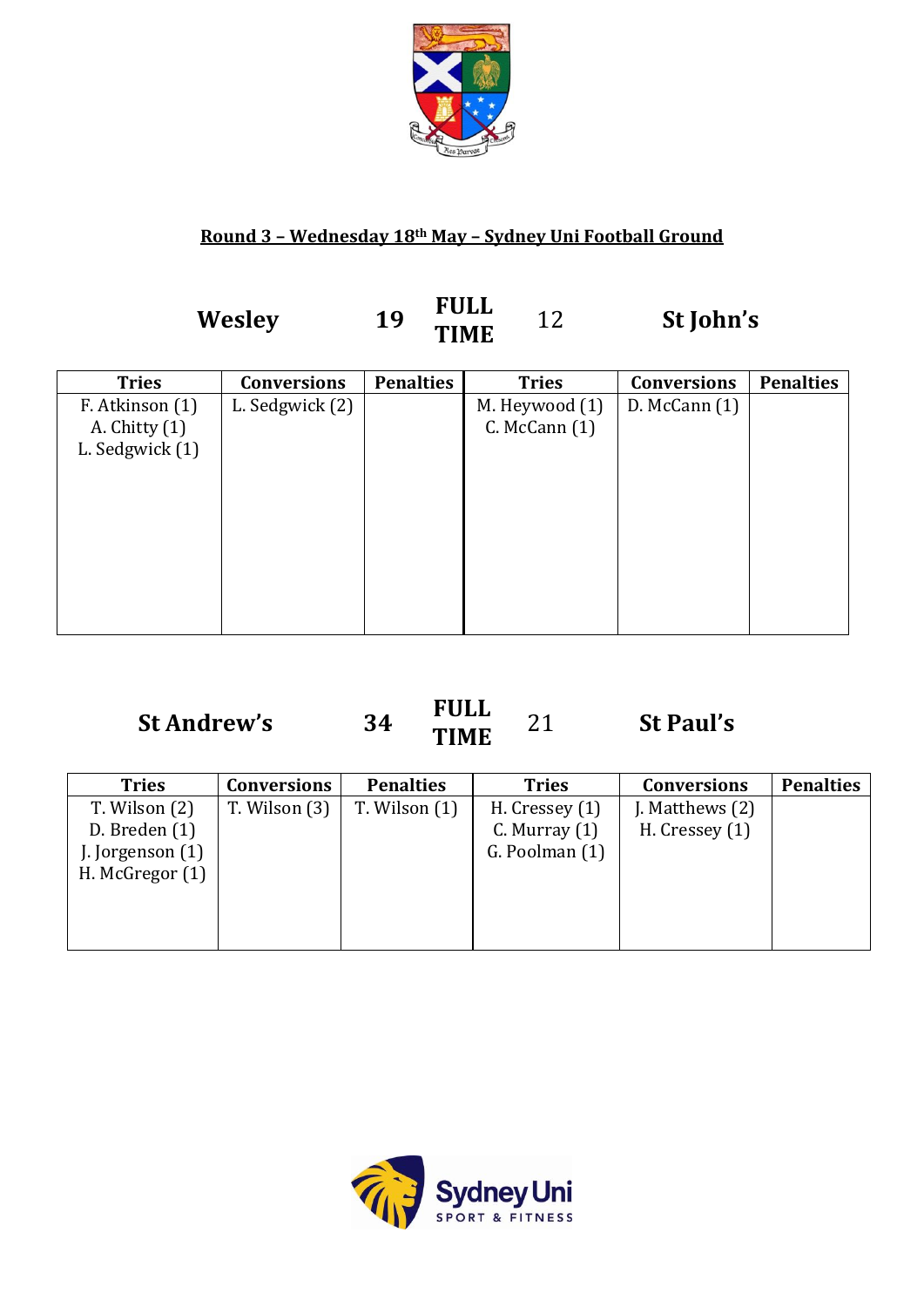**Round 3 – Wednesday 18th May – Sydney Uni Football Ground**

## Wesley 19 FULL TIME 12 St John's

| Tries | Conversions | Penalties | Tries | Conversions | Penalties |
|---|---|---|---|---|---|
| F. Atkinson (1)<br>A. Chitty (1)<br>L. Sedgwick (1) | L. Sedgwick (2) | | M. Heywood (1)<br>C. McCann (1) | D. McCann (1) | |

## St Andrew's 34 FULL TIME 21 St Paul's

| Tries | Conversions | Penalties | Tries | Conversions | Penalties |
|---|---|---|---|---|---|
| T. Wilson (2)<br>D. Breden (1)<br>J. Jorgenson (1)<br>H. McGregor (1) | T. Wilson (3) | T. Wilson (1) | H. Cressey (1)<br>C. Murray (1)<br>G. Poolman (1) | J. Matthews (2)<br>H. Cressey (1) | |

Sydney Uni SPORT & FITNESS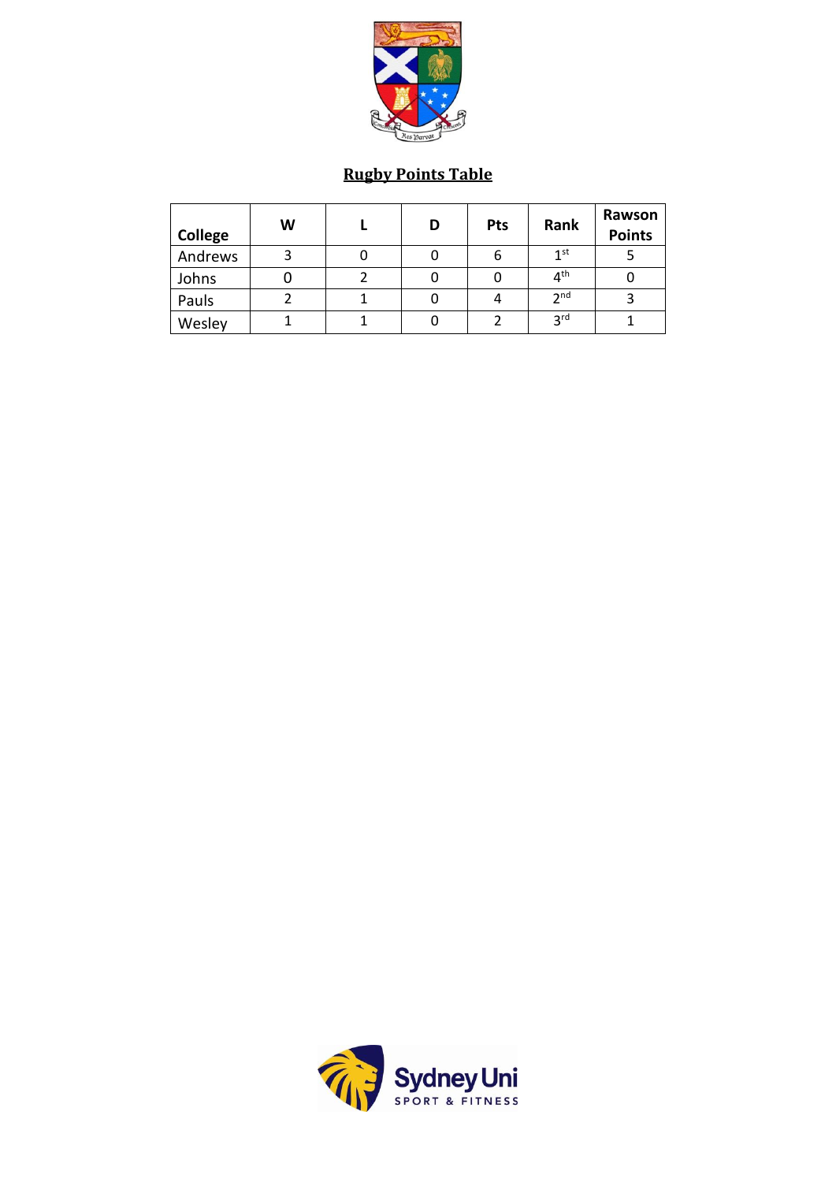## Rugby Points Table

| College | W | L | D | Pts | Rank | Rawson Points |
|---|---|---|---|---|---|---|
| Andrews | 3 | 0 | 0 | 6 | 1st | 5 |
| Johns | 0 | 2 | 0 | 0 | 4th | 0 |
| Pauls | 2 | 1 | 0 | 4 | 2nd | 3 |
| Wesley | 1 | 1 | 0 | 2 | 3rd | 1 |